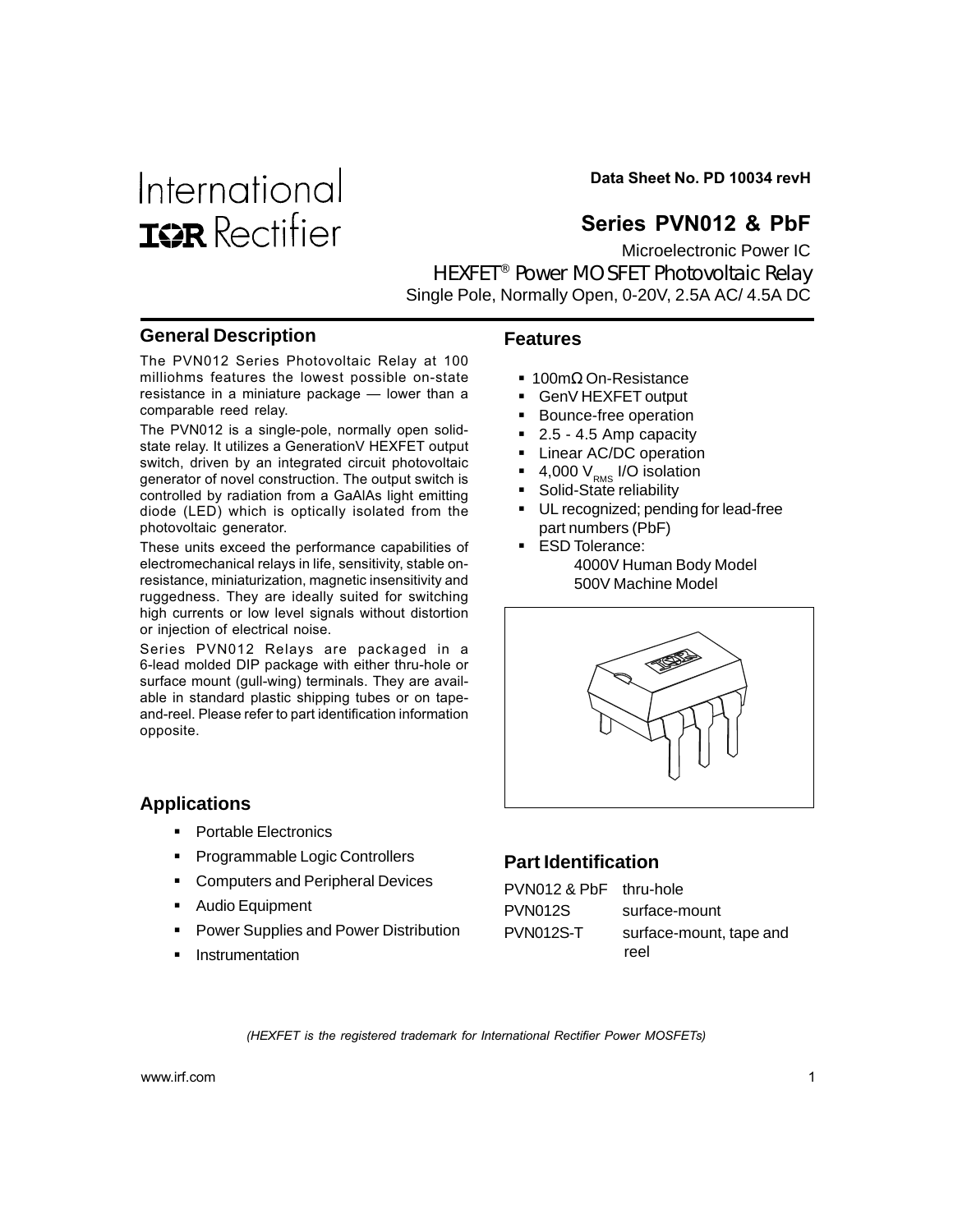International
IOR Rectifier

**Data Sheet No. PD 10034 revH**

# Series PVN012 & PbF

Microelectronic Power IC

HEXFET® Power MOSFET Photovoltaic Relay

Single Pole, Normally Open, 0-20V, 2.5A AC/ 4.5A DC

## General Description

The PVN012 Series Photovoltaic Relay at 100 milliohms features the lowest possible on-state resistance in a miniature package — lower than a comparable reed relay.

The PVN012 is a single-pole, normally open solid-state relay. It utilizes a GenerationV HEXFET output switch, driven by an integrated circuit photovoltaic generator of novel construction. The output switch is controlled by radiation from a GaAlAs light emitting diode (LED) which is optically isolated from the photovoltaic generator.

These units exceed the performance capabilities of electromechanical relays in life, sensitivity, stable on-resistance, miniaturization, magnetic insensitivity and ruggedness. They are ideally suited for switching high currents or low level signals without distortion or injection of electrical noise.

Series PVN012 Relays are packaged in a 6-lead molded DIP package with either thru-hole or surface mount (gull-wing) terminals. They are available in standard plastic shipping tubes or on tape-and-reel. Please refer to part identification information opposite.

## Features

- 100mΩ On-Resistance
- GenV HEXFET output
- Bounce-free operation
- 2.5 - 4.5 Amp capacity
- Linear AC/DC operation
- 4,000 $V_{RMS}$ I/O isolation
- Solid-State reliability
- UL recognized; pending for lead-free part numbers (PbF)
- ESD Tolerance:
  - 4000V Human Body Model
  - 500V Machine Model

## Applications

- Portable Electronics
- Programmable Logic Controllers
- Computers and Peripheral Devices
- Audio Equipment
- Power Supplies and Power Distribution
- Instrumentation

## Part Identification

| | |
|---|---|
| PVN012 & PbF | thru-hole |
| PVN012S | surface-mount |
| PVN012S-T | surface-mount, tape and reel |

*(HEXFET is the registered trademark for International Rectifier Power MOSFETs)*

www.irf.com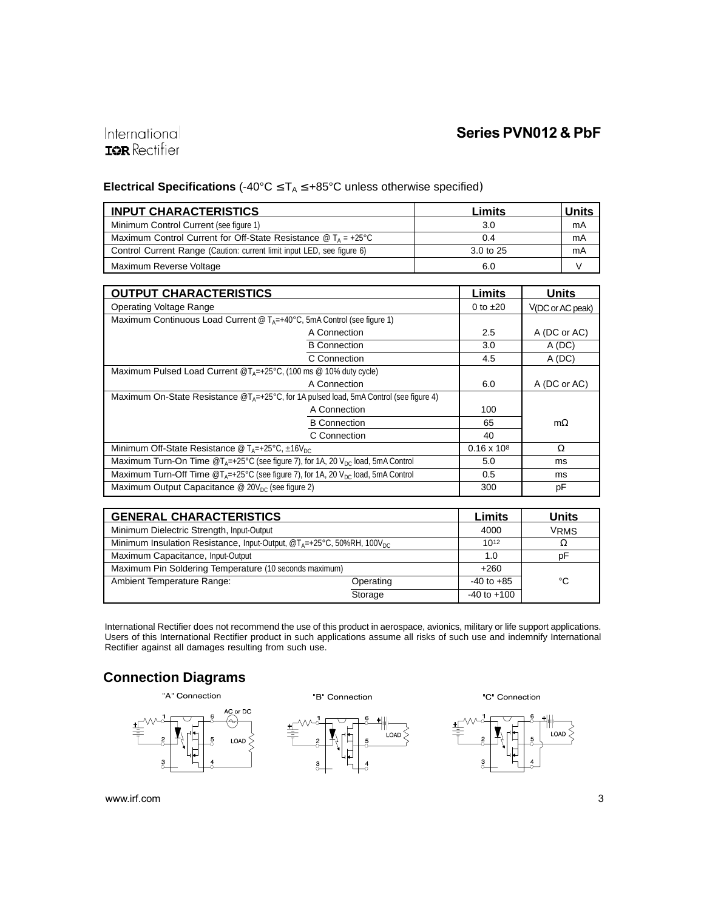## Electrical Specifications (-40°C ≤ $T_A$ ≤ +85°C unless otherwise specified)

| INPUT CHARACTERISTICS | Limits | Units |
|---|---|---|
| Minimum Control Current (see figure 1) | 3.0 | mA |
| Maximum Control Current for Off-State Resistance @ $T_A$ = +25°C | 0.4 | mA |
| Control Current Range (Caution: current limit input LED, see figure 6) | 3.0 to 25 | mA |
| Maximum Reverse Voltage | 6.0 | V |

| OUTPUT CHARACTERISTICS | | Limits | Units |
|---|---|---|---|
| Operating Voltage Range | | 0 to ±20 | V(DC or AC peak) |
| Maximum Continuous Load Current @ $T_A$=+40°C, 5mA Control (see figure 1) | | | |
| | A Connection | 2.5 | A (DC or AC) |
| | B Connection | 3.0 | A (DC) |
| | C Connection | 4.5 | A (DC) |
| Maximum Pulsed Load Current @$T_A$=+25°C, (100 ms @ 10% duty cycle) | | | |
| | A Connection | 6.0 | A (DC or AC) |
| Maximum On-State Resistance @$T_A$=+25°C, for 1A pulsed load, 5mA Control (see figure 4) | | | |
| | A Connection | 100 | mΩ |
| | B Connection | 65 | mΩ |
| | C Connection | 40 | mΩ |
| Minimum Off-State Resistance @ $T_A$=+25°C, ±16$V_{DC}$ | | $0.16 \times 10^8$ | Ω |
| Maximum Turn-On Time @$T_A$=+25°C (see figure 7), for 1A, 20 $V_{DC}$ load, 5mA Control | | 5.0 | ms |
| Maximum Turn-Off Time @$T_A$=+25°C (see figure 7), for 1A, 20 $V_{DC}$ load, 5mA Control | | 0.5 | ms |
| Maximum Output Capacitance @ 20$V_{DC}$ (see figure 2) | | 300 | pF |

| GENERAL CHARACTERISTICS | | Limits | Units |
|---|---|---|---|
| Minimum Dielectric Strength, Input-Output | | 4000 | VRMS |
| Minimum Insulation Resistance, Input-Output, @$T_A$=+25°C, 50%RH, 100$V_{DC}$ | | $10^{12}$ | Ω |
| Maximum Capacitance, Input-Output | | 1.0 | pF |
| Maximum Pin Soldering Temperature (10 seconds maximum) | | +260 | °C |
| Ambient Temperature Range: | Operating | -40 to +85 | °C |
| | Storage | -40 to +100 | °C |

International Rectifier does not recommend the use of this product in aerospace, avionics, military or life support applications. Users of this International Rectifier product in such applications assume all risks of such use and indemnify International Rectifier against all damages resulting from such use.

## Connection Diagrams

"A" Connection

"B" Connection

"C" Connection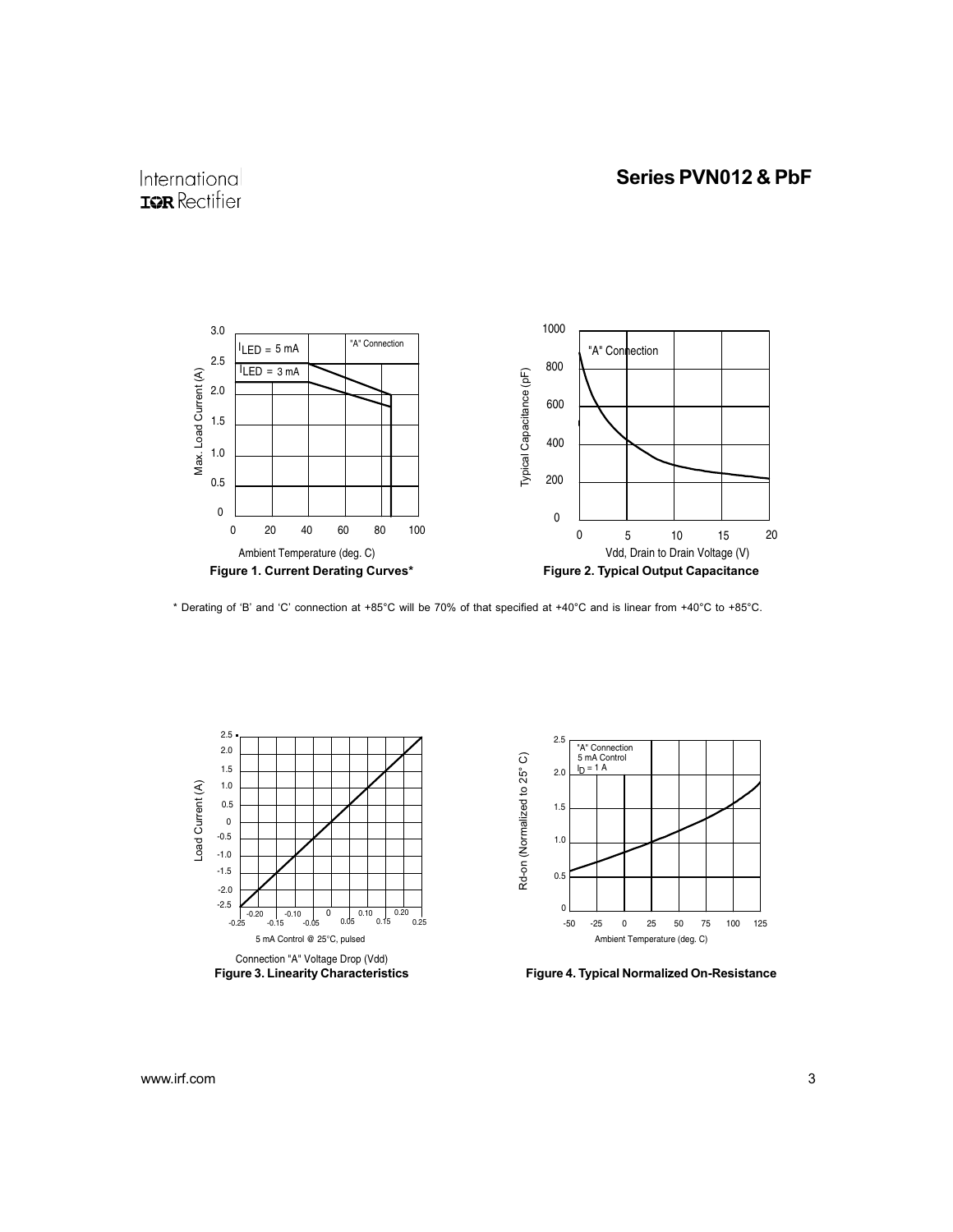**Figure 1. Current Derating Curves***

**Figure 2. Typical Output Capacitance**

* Derating of 'B' and 'C' connection at +85°C will be 70% of that specified at +40°C and is linear from +40°C to +85°C.

**Figure 3. Linearity Characteristics**

**Figure 4. Typical Normalized On-Resistance**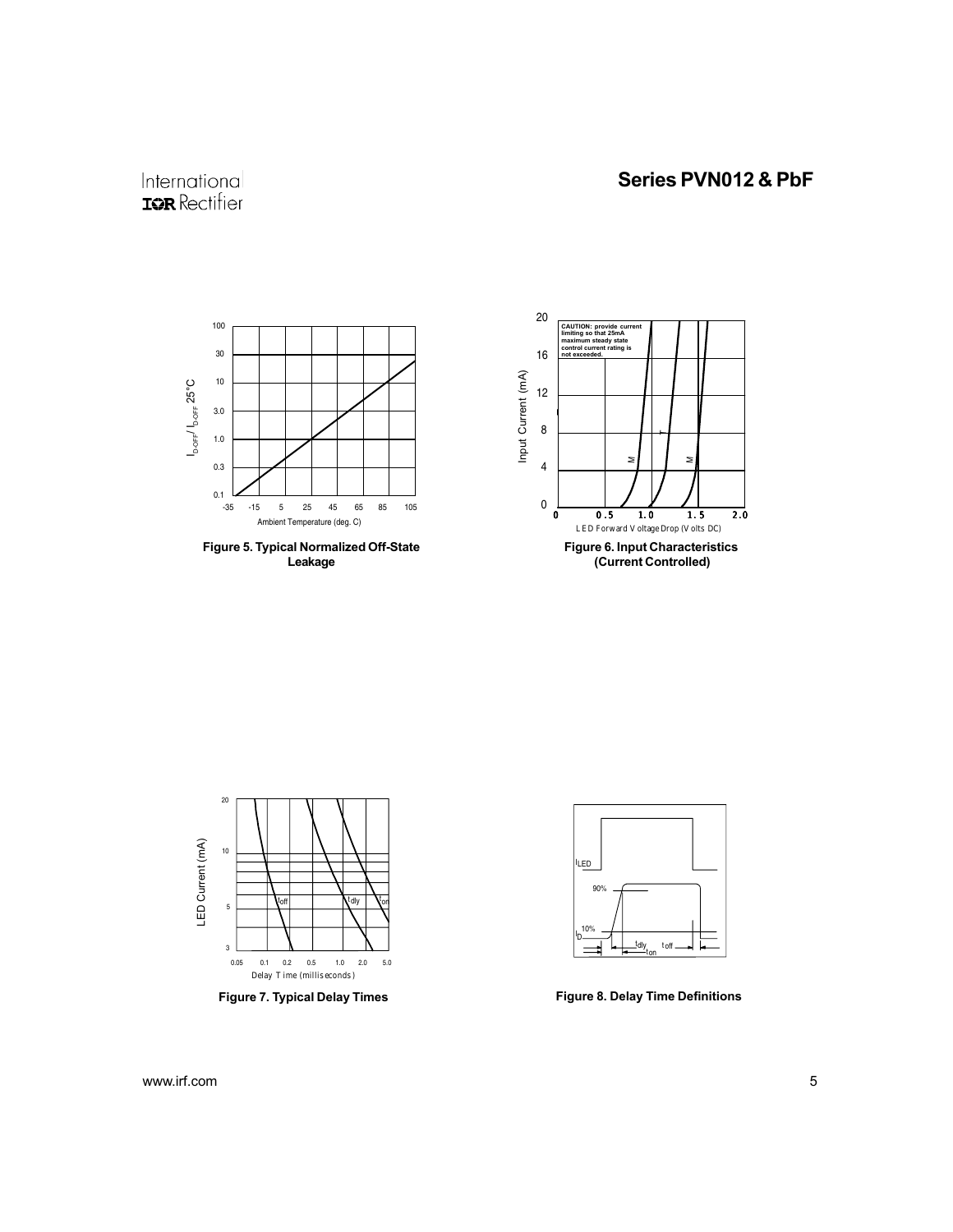$I_{D-OFF}$ / $I_{D-OFF}$ 25°C

Ambient Temperature (deg. C)

**Figure 5. Typical Normalized Off-State Leakage**

CAUTION: provide current limiting so that 25mA maximum steady state control current rating is not exceeded.

Input Current (mA)

LED Forward Voltage Drop (Volts DC)

**Figure 6. Input Characteristics (Current Controlled)**

LED Current (mA)

Delay Time (milliseconds)

**Figure 7. Typical Delay Times**

**Figure 8. Delay Time Definitions**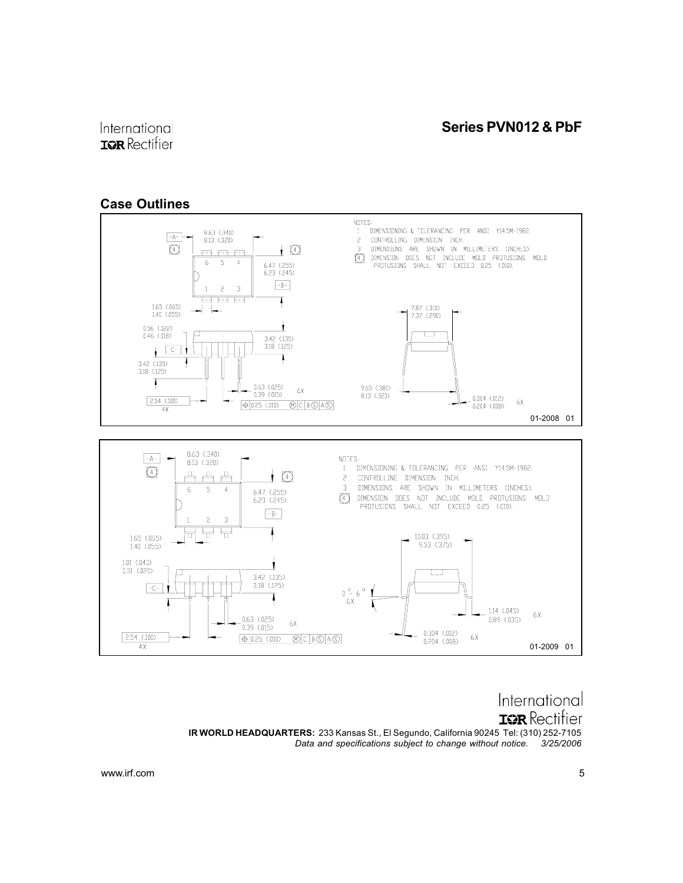## Case Outlines

NOTES:
1 DIMENSIONING & TOLERANCING PER ANSI Y14.5M-1982.
2 CONTROLLING DIMENSION: INCH.
3 DIMENSIONS ARE SHOWN IN MILLIMETERS (INCHES).
4 DIMENSION DOES NOT INCLUDE MOLD PROTUSIONS. MOLD PROTUSIONS SHALL NOT EXCEED 0.25 (.010).

-A-
4
8.63 (.340)
8.13 (.320)
4
6 5 4
1 2 3
6.47 (.255)
6.23 (.245)
-B-
1.65 (.065)
1.40 (.055)
0.56 (.022)
0.46 (.018)
3.42 (.135)
3.18 (.125)
-C-
3.42 (.135)
3.18 (.125)
0.63 (.025)
0.39 (.015)
6X
2.54 (.100)
4X
0.25 (.010) M C B S A S
7.87 (.310)
7.37 (.290)
9.65 (.380)
8.13 (.320)
0.304 (.012)
0.204 (.008)
6X

01-2008 01

NOTES:
1 DIMENSIONING & TOLERANCING PER ANSI Y14.5M-1982.
2 CONTROLLING DIMENSION: INCH.
3 DIMENSIONS ARE SHOWN IN MILLIMETERS (INCHES).
4 DIMENSION DOES NOT INCLUDE MOLD PROTUSIONS. MOLD PROTUSIONS SHALL NOT EXCEED 0.25 (.010).

-A-
4
8.63 (.340)
8.13 (.320)
4
6 5 4
1 2 3
6.47 (.255)
6.23 (.245)
-B-
1.65 (.065)
1.40 (.055)
1.01 (.040)
0.51 (.020)
3.42 (.135)
3.18 (.125)
-C-
0.63 (.025)
0.39 (.015)
6X
2.54 (.100)
4X
0.25 (.010) M C B S A S
10.03 (.395)
9.53 (.375)
0° - 6°
6X
1.14 (.045)
0.89 (.035)
6X
0.304 (.012)
0.204 (.008)
6X

01-2009 01

**IR WORLD HEADQUARTERS:** 233 Kansas St., El Segundo, California 90245 Tel: (310) 252-7105

*Data and specifications subject to change without notice. 3/25/2006*